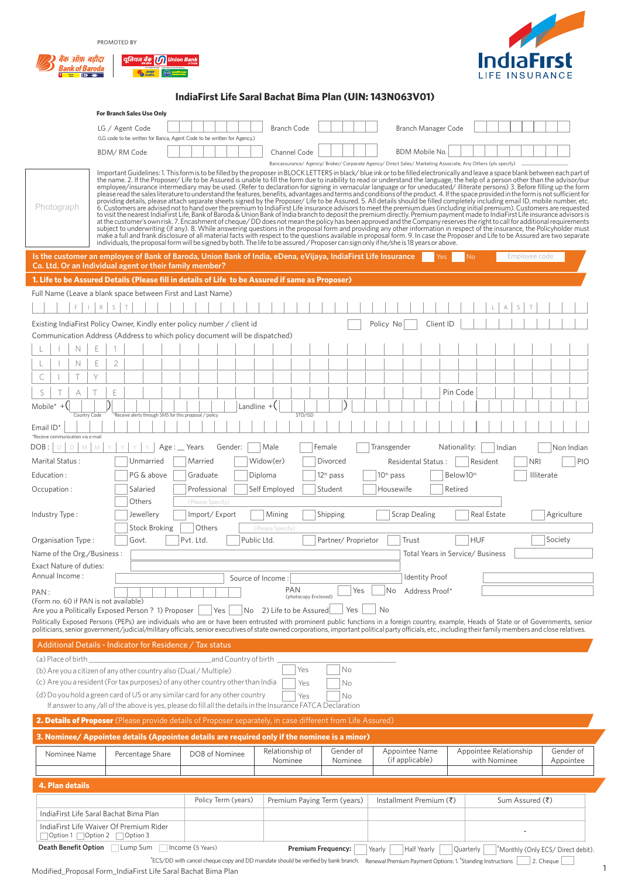PROMOTED BY

बैंक ऑफ़ बड़ौदा Bank of Baroda

यूनियन बैंक Union Bank of India

IndiaFirst LIFE INSURANCE

# IndiaFirst Life Saral Bachat Bima Plan (UIN: 143N063V01)

**For Branch Sales Use Only**

LG / Agent Code Branch Code Branch Manager Code

(LG code to be written for Banca, Agent Code to be written for Agency.)

BDM/ RM Code Channel Code BDM Mobile No.

Bancassurance/ Agency/ Broker/ Corporate Agency/ Direct Sales/ Marketing Associate, Any Others (pls specify)

Photograph

Important Guidelines: 1. This form is to be filled by the proposer in BLOCK LETTERS in black/ blue ink or to be filled electronically and leave a space blank between each part of the name. 2. If the Proposer/ Life to be Assured is unable to fill the form due to inability to read or understand the language, the help of a person other than the advisor/our employee/insurance intermediary may be used. (Refer to declaration for signing in vernacular language or for uneducated/ illiterate persons) 3. Before filling up the form please read the sales literature to understand the features, benefits, advantages and terms and conditions of the product. 4. If the space provided in the form is not sufficient for providing details, please attach separate sheets signed by the Proposer/ Life to be Assured. 5. All details should be filled completely including email ID, mobile number, etc. 6. Customers are advised not to hand over the premium to IndiaFirst Life insurance advisors to meet the premium dues (including initial premium). Customers are requested to visit the nearest IndiaFirst Life, Bank of Baroda & Union Bank of India branch to deposit the premium directly. Premium payment made to IndiaFirst Life insurance advisors is at the customer's own risk. 7. Encashment of cheque/ DD does not mean the policy has been approved and the Company reserves the right to call for additional requirements subject to underwriting (if any). 8. While answering questions in the proposal form and providing any other information in respect of the insurance, the Policyholder must make a full and frank disclosure of all material facts with respect to the questions available in proposal form. 9. In case the Proposer and Life to be Assured are two separate individuals, the proposal form will be signed by both. The life to be assured / Proposer can sign only if he/she is 18 years or above.

**Is the customer an employee of Bank of Baroda, Union Bank of India, eDena, eVijaya, IndiaFirst Life Insurance Co. Ltd. Or an Individual agent or their family member?** ☐ Yes ☐ No Employee code

## 1. Life to be Assured Details (Please fill in details of Life to be Assured if same as Proposer)

Full Name (Leave a blank space between First and Last Name)

FIRST LAST

Existing IndiaFirst Policy Owner, Kindly enter policy number / client id ☐ Policy No ☐ Client ID

Communication Address (Address to which policy document will be dispatched)

LINE 1

LINE 2

CITY

STATE Pin Code

Mobile* +( ) Landline +( )

Country Code *Receive alerts through SMS for this proposal / policy STD/ISD

Email ID*

*Receive communication via e-mail

DOB : D D M M Y Y Y Y Age : __ Years Gender: ☐ Male ☐ Female ☐ Transgender Nationality: ☐ Indian ☐ Non Indian

Marital Status : ☐ Unmarried ☐ Married ☐ Widow(er) ☐ Divorced Residental Status : ☐ Resident ☐ NRI ☐ PIO

Education : ☐ PG & above ☐ Graduate ☐ Diploma ☐ 12th pass ☐ 10th pass ☐ Below10th ☐ Illiterate

Occupation : ☐ Salaried ☐ Professional ☐ Self Employed ☐ Student ☐ Housewife ☐ Retired ☐ Others (Please Specify)

Industry Type : ☐ Jewellery ☐ Import/ Export ☐ Mining ☐ Shipping ☐ Scrap Dealing ☐ Real Estate ☐ Agriculture ☐ Stock Broking ☐ Others (Please Specify)

Organisation Type : ☐ Govt. ☐ Pvt. Ltd. ☐ Public Ltd. ☐ Partner/ Proprietor ☐ Trust ☐ HUF ☐ Society

Name of the Org./Business : Total Years in Service/ Business

Exact Nature of duties:

Annual Income : Source of Income : Identity Proof

PAN : PAN (photocopy Enclosed) ☐ Yes ☐ No Address Proof*

(Form no. 60 if PAN is not available)

Are you a Politically Exposed Person ? 1) Proposer ☐ Yes ☐ No 2) Life to be Assured ☐ Yes ☐ No

Politically Exposed Persons (PEPs) are individuals who are or have been entrusted with prominent public functions in a foreign country, example, Heads of State or of Governments, senior politicians, senior government/judicial/military officials, senior executives of state owned corporations, important political party officials, etc., including their family members and close relatives.

### Additional Details - Indicator for Residence / Tax status

(a) Place of birth ____________ and Country of birth ____________

(b) Are you a citizen of any other country also (Dual / Multiple) ☐ Yes ☐ No

(c) Are you a resident (For tax purposes) of any other country other than India ☐ Yes ☐ No

(d) Do you hold a green card of US or any similar card for any other country ☐ Yes ☐ No

If answer to any /all of the above is yes, please do fill all the details in the Insurance FATCA Declaration

## 2. Details of Proposer (Please provide details of Proposer separately, in case different from Life Assured)

## 3. Nominee/ Appointee details (Appointee details are required only if the nominee is a minor)

| Nominee Name | Percentage Share | DOB of Nominee | Relationship of Nominee | Gender of Nominee | Appointee Name (if applicable) | Appointee Relationship with Nominee | Gender of Appointee |
|---|---|---|---|---|---|---|---|
| | | | | | | | |

## 4. Plan details

| | Policy Term (years) | Premium Paying Term (years) | Installment Premium (₹) | Sum Assured (₹) |
|---|---|---|---|---|
| IndiaFirst Life Saral Bachat Bima Plan | | | | |
| IndiaFirst Life Waiver Of Premium Rider ☐ Option 1 ☐ Option 2 ☐ Option 3 | | | | - |

**Death Benefit Option** ☐ Lump Sum ☐ Income (5 Years) **Premium Frequency:** ☐ Yearly ☐ Half Yearly ☐ Quarterly ☐ *Monthly (Only ECS/ Direct debit).

*ECS/DD with cancel cheque copy and DD mandate should be verified by bank branch. Renewal Premium Payment Options: 1. *Standing Instructions ☐ 2. Cheque ☐

Modified_Proposal Form_IndiaFirst Life Saral Bachat Bima Plan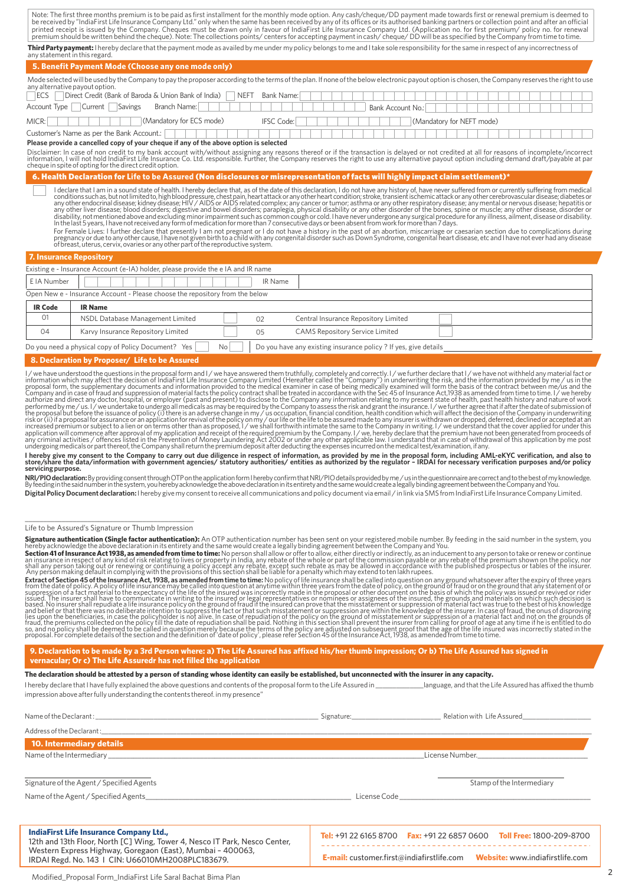Note: The first three months premium is to be paid as first installment for the monthly mode option. Any cash/cheque/DD payment made towards first or renewal premium is deemed to be received by "IndiaFirst Life Insurance Company Ltd." only when the same has been received by any of its offices or its authorised banking partners or collection point and after an official printed receipt is issued by the Company. Cheques must be drawn only in favour of IndiaFirst Life Insurance Company Ltd. (Application no. for first premium/ policy no. for renewal premium should be written behind the cheque). Note: The collections points/ centers for accepting payment in cash/ cheque/ DD will be as specified by the Company from time to time.

**Third Party payment:** I hereby declare that the payment mode as availed by me under my policy belongs to me and I take sole responsibility for the same in respect of any incorrectness of any statement in this regard.

## 5. Benefit Payment Mode (Choose any one mode only)

Mode selected will be used by the Company to pay the proposer according to the terms of the plan. If none of the below electronic payout option is chosen, the Company reserves the right to use any alternative payout option.

☐ ECS ☐ Direct Credit (Bank of Baroda & Union Bank of India) ☐ NEFT Bank Name:

Account Type ☐ Current ☐ Savings Branch Name: Bank Account No.:

MICR: (Mandatory for ECS mode) IFSC Code: (Mandatory for NEFT mode)

Customer's Name as per the Bank Account.:

**Please provide a cancelled copy of your cheque if any of the above option is selected**

Disclaimer: In case of non credit to my bank account with/without assigning any reasons thereof or if the transaction is delayed or not credited at all for reasons of incomplete/incorrect information, I will not hold IndiaFirst Life Insurance Co. Ltd. responsible. Further, the Company reserves the right to use any alternative payout option including demand draft/payable at par cheque in spite of opting for the direct credit option.

## 6. Health Declaration for Life to be Assured (Non disclosures or misrepresentation of facts will highly impact claim settlement)*

☐ I declare that I am in a sound state of health. I hereby declare that, as of the date of this declaration, I do not have any history of, have never suffered from or currently suffering from medical conditions such as, but not limited to, high blood pressure, chest pain, heart attack or any other heart condition; stroke, transient ischemic attack or any other cerebrovascular disease; diabetes or any other endocrinal disease; kidney disease; HIV / AIDS or AIDS related complex; any cancer or tumor; asthma or any other respiratory disease; any mental or nervous disease; hepatitis or any other liver disease; blood disorders; digestive and bowel disorders; paraplegia, physical disability or any other disorder of the bones, spine or muscle; any other disease, disorder or disability, not mentioned above and excluding minor impairment such as common cough or cold. I have never undergone any surgical procedure for any illness, ailment, disease or disability. In the last 5 years, I have not received any form of medication for more than 7 consecutive days or been absent from work for more than 7 days.

For Female Lives: I further declare that presently I am not pregnant or I do not have a history in the past of an abortion, miscarriage or caesarian section due to complications during pregnancy or due to any other cause, I have not given birth to a child with any congenital disorder such as Down Syndrome, congenital heart disease, etc and I have not ever had any disease of breast, uterus, cervix, ovaries or any other part of the reproductive system.

## 7. Insurance Repository

Existing e - Insurance Account (e-IA) holder, please provide the e IA and IR name

| E IA Number | | IR Name | |
|---|---|---|---|

Open New e - Insurance Account - Please choose the repository from the below

| IR Code | IR Name | | IR Code | IR Name | |
|---|---|---|---|---|---|
| 01 | NSDL Database Management Limited | ☐ | 02 | Central Insurance Repository Limited | ☐ |
| 04 | Karvy Insurance Repository Limited | ☐ | 05 | CAMS Repository Service Limited | ☐ |

Do you need a physical copy of Policy Document? Yes ☐ No ☐ Do you have any existing insurance policy ? If yes, give details

## 8. Declaration by Proposer/ Life to be Assured

I / we have understood the questions in the proposal form and I / we have answered them truthfully, completely and correctly. I / we further declare that I / we have not withheld any material fact or information which may affect the decision of IndiaFirst Life Insurance Company Limited (Hereafter called the "Company") in underwriting the risk, and the information provided by me / us in the proposal form, the supplementary documents and information provided to the medical examiner in case of being medically examined will form the basis of the contract between me/us and the Company and in case of fraud and suppression of material facts the policy contract shall be treated in accordance with the Sec 45 of Insurance Act,1938 as amended from time to time. I / we hereby authorize and direct any doctor, hospital, or employer (past and present) to disclose to the Company any information relating to my present state of health, past health history and nature of work performed by me / us. I / we undertake to undergo all medicals as may be required by the Company to assess the risk and grant the insurance. I / we further agree that if after the date of submission of the proposal but before the issuance of policy (i) there is an adverse change in my / us occupation, financial condition, health condition which will affect the decision of the Company in underwriting risk or (ii) if a proposal for assurance or an application for revival of the policy on my / our life or the life to be assured made to any insurer is withdrawn or dropped, deferred, declined or accepted at an increased premium or subject to a lien or on terms other than as proposed, I / we shall forthwith intimate the same to the Company in writing. I / we understand that the cover applied for under this application will commence after approval of my application and receipt of the required premium by the Company. I / we, hereby declare that the premium have not been generated from proceeds of any criminal activities / offences listed in the Prevention of Money Laundering Act 2002 or under any other applicable law. I understand that in case of withdrawal of this application by me post undergoing medicals or part thereof, the Company shall return the premium deposit after deducting the expenses incurred on the medical test/examination, if any.

**I hereby give my consent to the Company to carry out due diligence in respect of information, as provided by me in the proposal form, including AML-eKYC verification, and also to store/share the data/information with government agencies/ statutory authorities/ entities as authorized by the regulator – IRDAI for necessary verification purposes and/or policy servicing purpose.**

**NRI/PIO declaration:** By providing consent through OTP on the application form I hereby confirm that NRI/PIO details provided by me / us in the questionnaire are correct and to the best of my knowledge. By feeding in the said number in the system, you hereby acknowledge the above declaration in its entirety and the same would create a legally binding agreement between the Company and You.

**Digital Policy Document declaration:** I hereby give my consent to receive all communications and policy document via email / in link via SMS from IndiaFirst Life Insurance Company Limited.

Life to be Assured's Signature or Thumb Impression

**Signature authentication (Single factor authentication):** An OTP authentication number has been sent on your registered mobile number. By feeding in the said number in the system, you hereby acknowledge the above declaration in its entirety and the same would create a legally binding agreement between the Company and You.

**Section 41 of Insurance Act 1938, as amended from time to time:** No person shall allow or offer to allow, either directly or indirectly, as an inducement to any person to take or renew or continue an insurance in respect of any kind of risk relating to lives or property in India, any rebate of the whole or part of the commission payable or any rebate of the premium shown on the policy, nor shall any person taking out or renewing or continuing a policy accept any rebate, except such rebate as may be allowed in accordance with the published prospectus or tables of the insurer. Any person making default in complying with the provisions of this section shall be liable for a penalty which may extend to ten lakh rupees.

**Extract of Section 45 of the Insurance Act, 1938, as amended from time to time:** No policy of life insurance shall be called into question on any ground whatsoever after the expiry of three years from the date of policy. A policy of life insurance may be called into question at anytime within three years from the date of policy, on the ground of fraud or on the ground that any statement of or suppression of a fact material to the expectancy of the life of the insured was incorrectly made in the proposal or other document on the basis of which the policy was issued or revived or rider issued. The insurer shall have to communicate in writing to the insured or legal representatives or nominees or assignees of the insured, the grounds and materials on which such decision is based. No insurer shall repudiate a life insurance policy on the ground of fraud if the insured can prove that the misstatement or suppression of material fact was true to the best of his knowledge and belief or that there was no deliberate intention to suppress the fact or that such misstatement or suppression are within the knowledge of the insurer. In case of fraud, the onus of disproving lies upon the beneficiaries, in case the policyholder is not alive. In case of repudiation of the policy on the ground of misstatement or suppression of a material fact and not on the grounds of fraud, the premiums collected on the policy till the date of repudiation shall be paid. Nothing in this section shall prevent the insurer from calling for proof of age at any time if he is entitled to do so, and no policy shall be deemed to be called in question merely because the terms of the policy are adjusted on subsequent proof that the age of the life insured was incorrectly stated in the proposal. For complete details of the section and the definition of 'date of policy', please refer Section 45 of the Insurance Act, 1938, as amended from time to time.

## 9. Declaration to be made by a 3rd Person where: a) The Life Assured has affixed his/her thumb impression; Or b) The Life Assured has signed in vernacular; Or c) The Life Assuredr has not filled the application

**The declaration should be attested by a person of standing whose identity can easily be established, but unconnected with the insurer in any capacity.**

I hereby declare that I have fully explained the above questions and contents of the proposal form to the Life Assured in ____________ language, and that the Life Assured has affixed the thumb impression above after fully understanding the contents thereof. in my presence"

Name of the Declarant: ____________ Signature: ____________ Relation with Life Assured ____________

Address of the Declarant: ____________

## 10. Intermediary details

Name of the Intermediary ____________ License Number ____________

Signature of the Agent / Specified Agents Stamp of the Intermediary

Name of the Agent / Specified Agents ____________ License Code ____________

**IndiaFirst Life Insurance Company Ltd.,**
12th and 13th Floor, North [C] Wing, Tower 4, Nesco IT Park, Nesco Center, Western Express Highway, Goregaon (East), Mumbai – 400063,
IRDAI Regd. No. 143 I CIN: U66010MH2008PLC183679.

**Tel:** +91 22 6165 8700 **Fax:** +91 22 6857 0600 **Toll Free:** 1800-209-8700

**E-mail:** customer.first@indiafirstlife.com **Website:** www.indiafirstlife.com

Modified_Proposal Form_IndiaFirst Life Saral Bachat Bima Plan